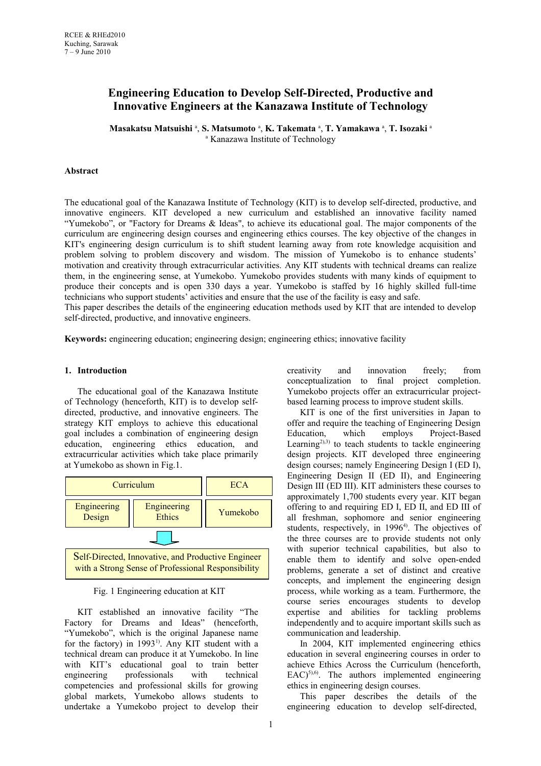# Engineering Education to Develop Self-Directed, Productive and Innovative Engineers at the Kanazawa Institute of Technology

**Masakatsu Matsuishi** [a], **S. Matsumoto** [a], **K. Takemata** [a], **T. Yamakawa** [a], **T. Isozaki** [a]

[a] Kanazawa Institute of Technology

### Abstract

The educational goal of the Kanazawa Institute of Technology (KIT) is to develop self-directed, productive, and innovative engineers. KIT developed a new curriculum and established an innovative facility named "Yumekobo", or "Factory for Dreams & Ideas", to achieve its educational goal. The major components of the curriculum are engineering design courses and engineering ethics courses. The key objective of the changes in KIT's engineering design curriculum is to shift student learning away from rote knowledge acquisition and problem solving to problem discovery and wisdom. The mission of Yumekobo is to enhance students' motivation and creativity through extracurricular activities. Any KIT students with technical dreams can realize them, in the engineering sense, at Yumekobo. Yumekobo provides students with many kinds of equipment to produce their concepts and is open 330 days a year. Yumekobo is staffed by 16 highly skilled full-time technicians who support students' activities and ensure that the use of the facility is easy and safe.

This paper describes the details of the engineering education methods used by KIT that are intended to develop self-directed, productive, and innovative engineers.

**Keywords:** engineering education; engineering design; engineering ethics; innovative facility

## 1. Introduction

The educational goal of the Kanazawa Institute of Technology (henceforth, KIT) is to develop self-directed, productive, and innovative engineers. The strategy KIT employs to achieve this educational goal includes a combination of engineering design education, engineering ethics education, and extracurricular activities which take place primarily at Yumekobo as shown in Fig.1.

| Curriculum | | ECA |
|---|---|---|
| Engineering Design | Engineering Ethics | Yumekobo |

↓

Self-Directed, Innovative, and Productive Engineer with a Strong Sense of Professional Responsibility

Fig. 1 Engineering education at KIT

KIT established an innovative facility "The Factory for Dreams and Ideas" (henceforth, "Yumekobo", which is the original Japanese name for the factory) in 1993[1]. Any KIT student with a technical dream can produce it at Yumekobo. In line with KIT's educational goal to train better engineering professionals with technical competencies and professional skills for growing global markets, Yumekobo allows students to undertake a Yumekobo project to develop their creativity and innovation freely; from conceptualization to final project completion. Yumekobo projects offer an extracurricular project-based learning process to improve student skills.

KIT is one of the first universities in Japan to offer and require the teaching of Engineering Design Education, which employs Project-Based Learning[2),3)] to teach students to tackle engineering design projects. KIT developed three engineering design courses; namely Engineering Design I (ED I), Engineering Design II (ED II), and Engineering Design III (ED III). KIT administers these courses to approximately 1,700 students every year. KIT began offering to and requiring ED I, ED II, and ED III of all freshman, sophomore and senior engineering students, respectively, in 1996[4)]. The objectives of the three courses are to provide students not only with superior technical capabilities, but also to enable them to identify and solve open-ended problems, generate a set of distinct and creative concepts, and implement the engineering design process, while working as a team. Furthermore, the course series encourages students to develop expertise and abilities for tackling problems independently and to acquire important skills such as communication and leadership.

In 2004, KIT implemented engineering ethics education in several engineering courses in order to achieve Ethics Across the Curriculum (henceforth, EAC)[5),6)]. The authors implemented engineering ethics in engineering design courses.

This paper describes the details of the engineering education to develop self-directed,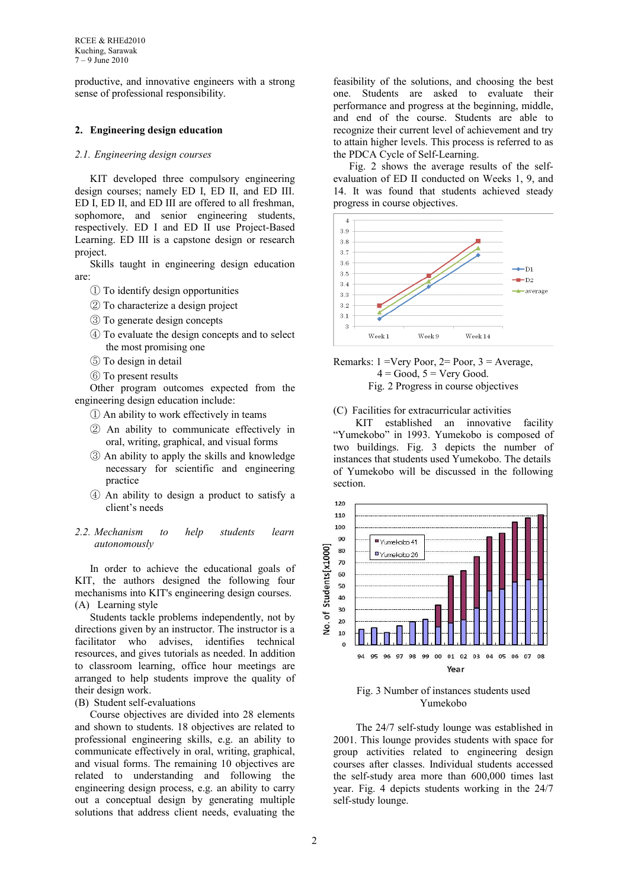productive, and innovative engineers with a strong sense of professional responsibility.

## 2. Engineering design education

### *2.1. Engineering design courses*

KIT developed three compulsory engineering design courses; namely ED I, ED II, and ED III. ED I, ED II, and ED III are offered to all freshman, sophomore, and senior engineering students, respectively. ED I and ED II use Project-Based Learning. ED III is a capstone design or research project.

Skills taught in engineering design education are:

① To identify design opportunities
② To characterize a design project
③ To generate design concepts
④ To evaluate the design concepts and to select the most promising one
⑤ To design in detail
⑥ To present results

Other program outcomes expected from the engineering design education include:

① An ability to work effectively in teams
② An ability to communicate effectively in oral, writing, graphical, and visual forms
③ An ability to apply the skills and knowledge necessary for scientific and engineering practice
④ An ability to design a product to satisfy a client's needs

### *2.2. Mechanism to help students learn autonomously*

In order to achieve the educational goals of KIT, the authors designed the following four mechanisms into KIT's engineering design courses.

(A) Learning style

Students tackle problems independently, not by directions given by an instructor. The instructor is a facilitator who advises, identifies technical resources, and gives tutorials as needed. In addition to classroom learning, office hour meetings are arranged to help students improve the quality of their design work.

(B) Student self-evaluations

Course objectives are divided into 28 elements and shown to students. 18 objectives are related to professional engineering skills, e.g. an ability to communicate effectively in oral, writing, graphical, and visual forms. The remaining 10 objectives are related to understanding and following the engineering design process, e.g. an ability to carry out a conceptual design by generating multiple solutions that address client needs, evaluating the feasibility of the solutions, and choosing the best one. Students are asked to evaluate their performance and progress at the beginning, middle, and end of the course. Students are able to recognize their current level of achievement and try to attain higher levels. This process is referred to as the PDCA Cycle of Self-Learning.

Fig. 2 shows the average results of the self-evaluation of ED II conducted on Weeks 1, 9, and 14. It was found that students achieved steady progress in course objectives.

Remarks: 1 =Very Poor, 2= Poor, 3 = Average, 4 = Good, 5 = Very Good.

Fig. 2 Progress in course objectives

(C) Facilities for extracurricular activities

KIT established an innovative facility "Yumekobo" in 1993. Yumekobo is composed of two buildings. Fig. 3 depicts the number of instances that students used Yumekobo. The details of Yumekobo will be discussed in the following section.

Fig. 3 Number of instances students used Yumekobo

The 24/7 self-study lounge was established in 2001. This lounge provides students with space for group activities related to engineering design courses after classes. Individual students accessed the self-study area more than 600,000 times last year. Fig. 4 depicts students working in the 24/7 self-study lounge.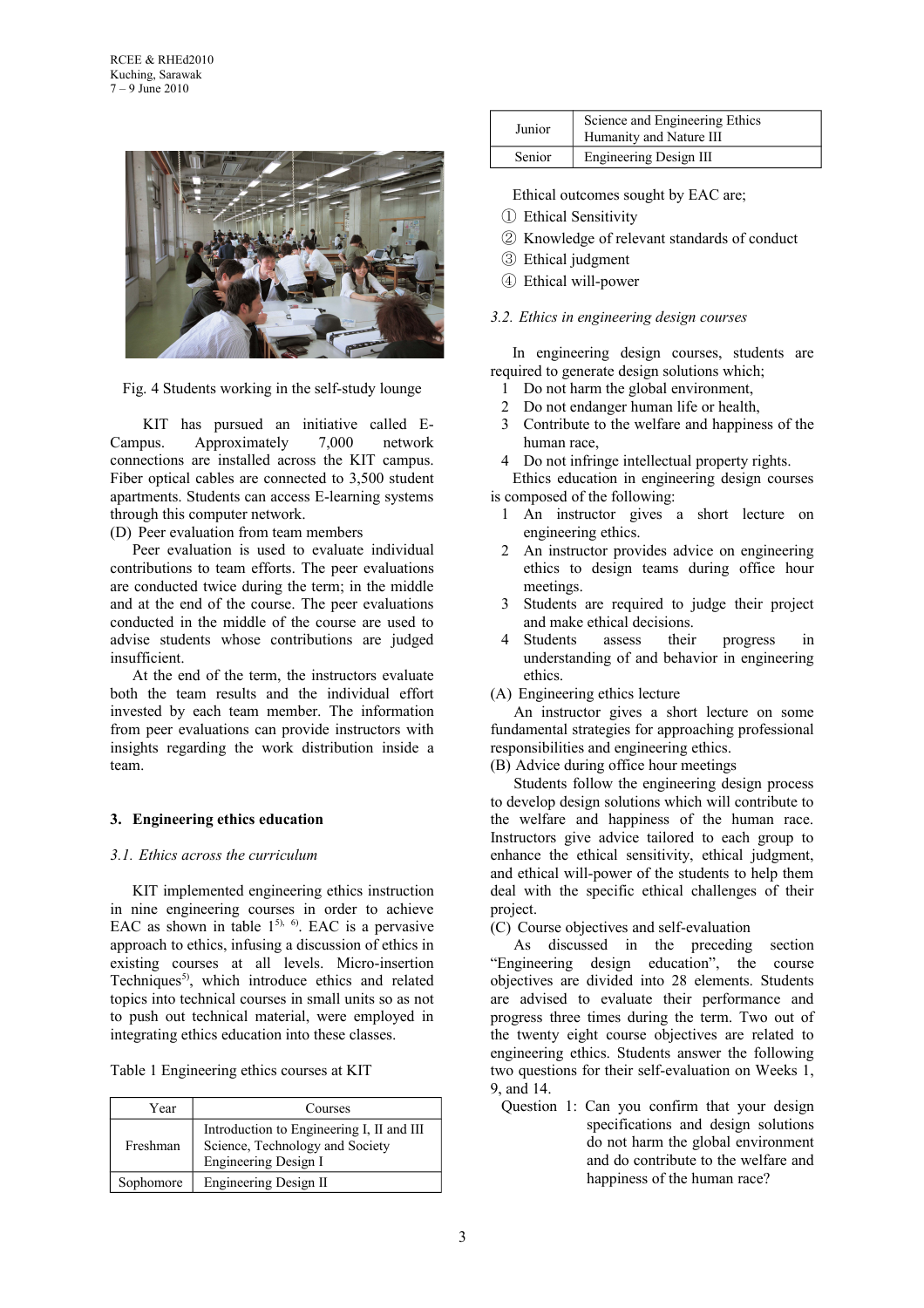Fig. 4 Students working in the self-study lounge

KIT has pursued an initiative called E-Campus. Approximately 7,000 network connections are installed across the KIT campus. Fiber optical cables are connected to 3,500 student apartments. Students can access E-learning systems through this computer network.

(D) Peer evaluation from team members

Peer evaluation is used to evaluate individual contributions to team efforts. The peer evaluations are conducted twice during the term; in the middle and at the end of the course. The peer evaluations conducted in the middle of the course are used to advise students whose contributions are judged insufficient.

At the end of the term, the instructors evaluate both the team results and the individual effort invested by each team member. The information from peer evaluations can provide instructors with insights regarding the work distribution inside a team.

## 3. Engineering ethics education

### *3.1. Ethics across the curriculum*

KIT implemented engineering ethics instruction in nine engineering courses in order to achieve EAC as shown in table 1[5), 6)]. EAC is a pervasive approach to ethics, infusing a discussion of ethics in existing courses at all levels. Micro-insertion Techniques[5)], which introduce ethics and related topics into technical courses in small units so as not to push out technical material, were employed in integrating ethics education into these classes.

Table 1 Engineering ethics courses at KIT

| Year | Courses |
|---|---|
| Freshman | Introduction to Engineering I, II and III<br>Science, Technology and Society<br>Engineering Design I |
| Sophomore | Engineering Design II |
| Junior | Science and Engineering Ethics<br>Humanity and Nature III |
| Senior | Engineering Design III |

Ethical outcomes sought by EAC are;

① Ethical Sensitivity
② Knowledge of relevant standards of conduct
③ Ethical judgment
④ Ethical will-power

### *3.2. Ethics in engineering design courses*

In engineering design courses, students are required to generate design solutions which;

1. Do not harm the global environment,
2. Do not endanger human life or health,
3. Contribute to the welfare and happiness of the human race,
4. Do not infringe intellectual property rights.

Ethics education in engineering design courses is composed of the following:

1. An instructor gives a short lecture on engineering ethics.
2. An instructor provides advice on engineering ethics to design teams during office hour meetings.
3. Students are required to judge their project and make ethical decisions.
4. Students assess their progress in understanding of and behavior in engineering ethics.

(A) Engineering ethics lecture

An instructor gives a short lecture on some fundamental strategies for approaching professional responsibilities and engineering ethics.

(B) Advice during office hour meetings

Students follow the engineering design process to develop design solutions which will contribute to the welfare and happiness of the human race. Instructors give advice tailored to each group to enhance the ethical sensitivity, ethical judgment, and ethical will-power of the students to help them deal with the specific ethical challenges of their project.

(C) Course objectives and self-evaluation

As discussed in the preceding section "Engineering design education", the course objectives are divided into 28 elements. Students are advised to evaluate their performance and progress three times during the term. Two out of the twenty eight course objectives are related to engineering ethics. Students answer the following two questions for their self-evaluation on Weeks 1, 9, and 14.

Question 1: Can you confirm that your design specifications and design solutions do not harm the global environment and do contribute to the welfare and happiness of the human race?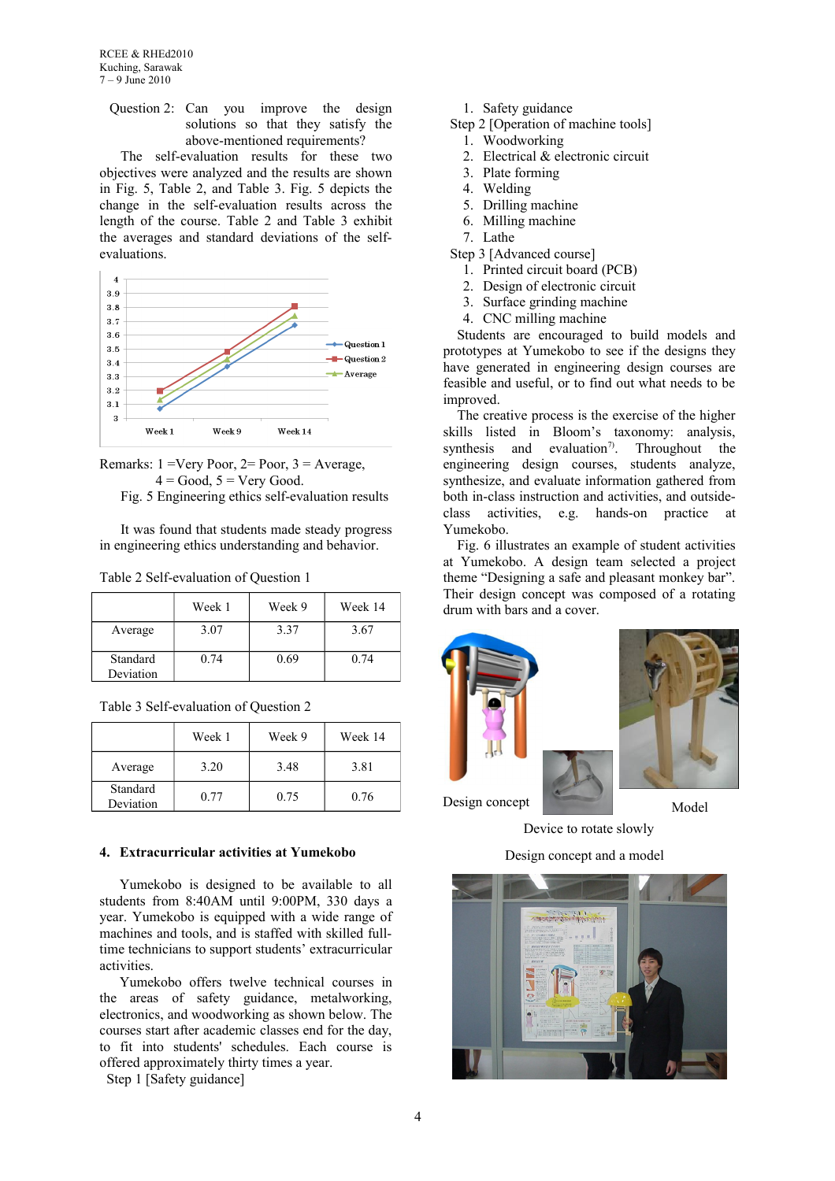Question 2: Can you improve the design solutions so that they satisfy the above-mentioned requirements?

The self-evaluation results for these two objectives were analyzed and the results are shown in Fig. 5, Table 2, and Table 3. Fig. 5 depicts the change in the self-evaluation results across the length of the course. Table 2 and Table 3 exhibit the averages and standard deviations of the self-evaluations.

Remarks: 1 =Very Poor, 2= Poor, 3 = Average, 4 = Good, 5 = Very Good.

Fig. 5 Engineering ethics self-evaluation results

It was found that students made steady progress in engineering ethics understanding and behavior.

Table 2 Self-evaluation of Question 1

| | Week 1 | Week 9 | Week 14 |
|---|---|---|---|
| Average | 3.07 | 3.37 | 3.67 |
| Standard Deviation | 0.74 | 0.69 | 0.74 |

Table 3 Self-evaluation of Question 2

| | Week 1 | Week 9 | Week 14 |
|---|---|---|---|
| Average | 3.20 | 3.48 | 3.81 |
| Standard Deviation | 0.77 | 0.75 | 0.76 |

## 4. Extracurricular activities at Yumekobo

Yumekobo is designed to be available to all students from 8:40AM until 9:00PM, 330 days a year. Yumekobo is equipped with a wide range of machines and tools, and is staffed with skilled full-time technicians to support students' extracurricular activities.

Yumekobo offers twelve technical courses in the areas of safety guidance, metalworking, electronics, and woodworking as shown below. The courses start after academic classes end for the day, to fit into students' schedules. Each course is offered approximately thirty times a year.

Step 1 [Safety guidance]
1. Safety guidance

Step 2 [Operation of machine tools]
1. Woodworking
2. Electrical & electronic circuit
3. Plate forming
4. Welding
5. Drilling machine
6. Milling machine
7. Lathe

Step 3 [Advanced course]
1. Printed circuit board (PCB)
2. Design of electronic circuit
3. Surface grinding machine
4. CNC milling machine

Students are encouraged to build models and prototypes at Yumekobo to see if the designs they have generated in engineering design courses are feasible and useful, or to find out what needs to be improved.

The creative process is the exercise of the higher skills listed in Bloom's taxonomy: analysis, synthesis and evaluation[7]. Throughout the engineering design courses, students analyze, synthesize, and evaluate information gathered from both in-class instruction and activities, and outside-class activities, e.g. hands-on practice at Yumekobo.

Fig. 6 illustrates an example of student activities at Yumekobo. A design team selected a project theme "Designing a safe and pleasant monkey bar". Their design concept was composed of a rotating drum with bars and a cover.

Design concept

Device to rotate slowly

Model

Design concept and a model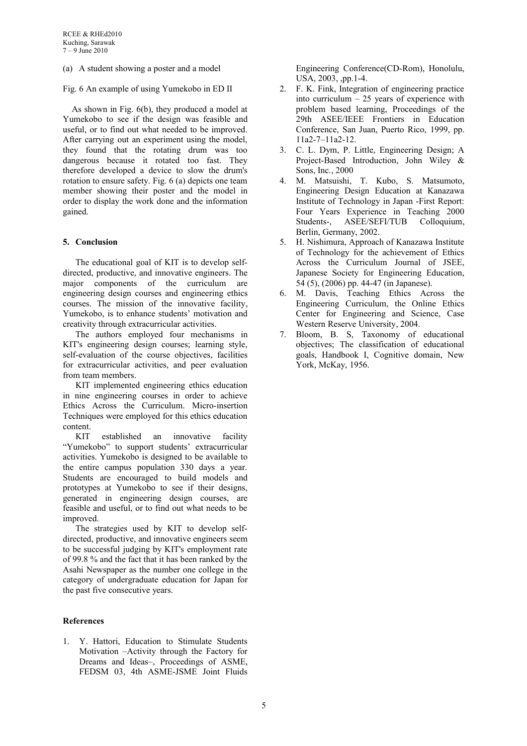(a) A student showing a poster and a model

Fig. 6 An example of using Yumekobo in ED II

As shown in Fig. 6(b), they produced a model at Yumekobo to see if the design was feasible and useful, or to find out what needed to be improved. After carrying out an experiment using the model, they found that the rotating drum was too dangerous because it rotated too fast. They therefore developed a device to slow the drum's rotation to ensure safety. Fig. 6 (a) depicts one team member showing their poster and the model in order to display the work done and the information gained.

## 5. Conclusion

The educational goal of KIT is to develop self-directed, productive, and innovative engineers. The major components of the curriculum are engineering design courses and engineering ethics courses. The mission of the innovative facility, Yumekobo, is to enhance students' motivation and creativity through extracurricular activities.

The authors employed four mechanisms in KIT's engineering design courses; learning style, self-evaluation of the course objectives, facilities for extracurricular activities, and peer evaluation from team members.

KIT implemented engineering ethics education in nine engineering courses in order to achieve Ethics Across the Curriculum. Micro-insertion Techniques were employed for this ethics education content.

KIT established an innovative facility "Yumekobo" to support students' extracurricular activities. Yumekobo is designed to be available to the entire campus population 330 days a year. Students are encouraged to build models and prototypes at Yumekobo to see if their designs, generated in engineering design courses, are feasible and useful, or to find out what needs to be improved.

The strategies used by KIT to develop self-directed, productive, and innovative engineers seem to be successful judging by KIT's employment rate of 99.8 % and the fact that it has been ranked by the Asahi Newspaper as the number one college in the category of undergraduate education for Japan for the past five consecutive years.

## References

1. Y. Hattori, Education to Stimulate Students Motivation –Activity through the Factory for Dreams and Ideas–, Proceedings of ASME, FEDSM 03, 4th ASME-JSME Joint Fluids Engineering Conference(CD-Rom), Honolulu, USA, 2003, ,pp.1-4.
2. F. K. Fink, Integration of engineering practice into curriculum – 25 years of experience with problem based learning, Proceedings of the 29th ASEE/IEEE Frontiers in Education Conference, San Juan, Puerto Rico, 1999, pp. 11a2-7–11a2-12.
3. C. L. Dym, P. Little, Engineering Design; A Project-Based Introduction, John Wiley & Sons, Inc., 2000
4. M. Matsuishi, T. Kubo, S. Matsumoto, Engineering Design Education at Kanazawa Institute of Technology in Japan -First Report: Four Years Experience in Teaching 2000 Students-, ASEE/SEFI/TUB Colloquium, Berlin, Germany, 2002.
5. H. Nishimura, Approach of Kanazawa Institute of Technology for the achievement of Ethics Across the Curriculum Journal of JSEE, Japanese Society for Engineering Education, 54 (5), (2006) pp. 44-47 (in Japanese).
6. M. Davis, Teaching Ethics Across the Engineering Curriculum, the Online Ethics Center for Engineering and Science, Case Western Reserve University, 2004.
7. Bloom, B. S, Taxonomy of educational objectives; The classification of educational goals, Handbook I, Cognitive domain, New York, McKay, 1956.